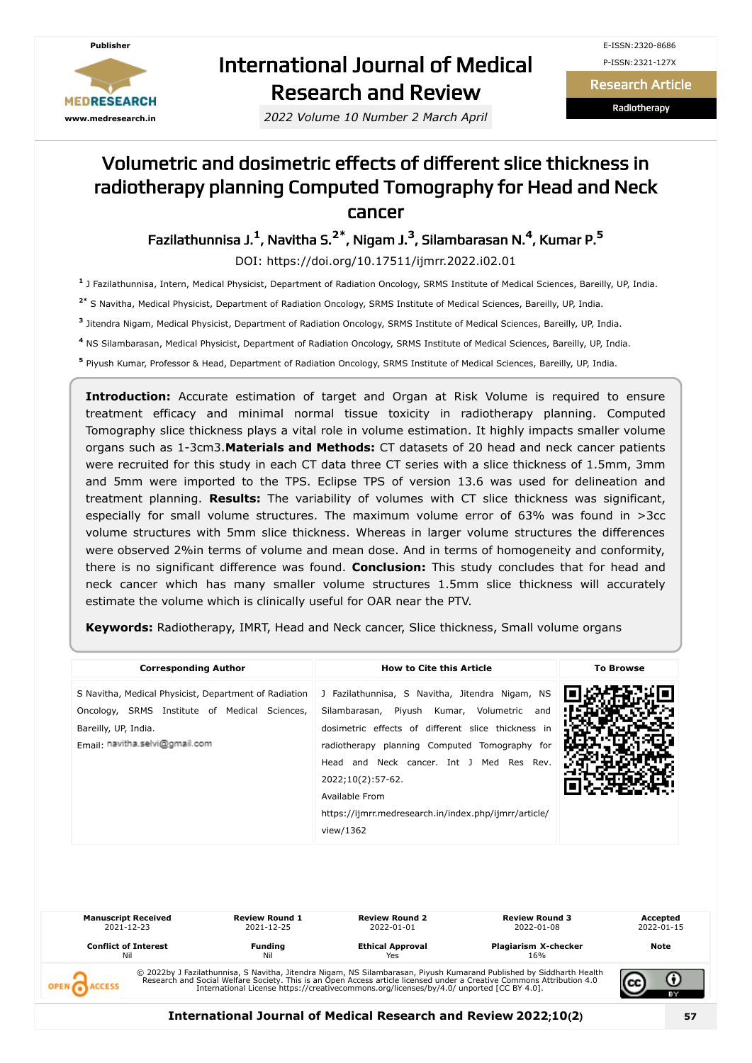Publisher

MEDRESEARCH

www.medresearch.in

# International Journal of Medical Research and Review

*2022 Volume 10 Number 2 March April*

E-ISSN:2320-8686

P-ISSN:2321-127X

**Research Article**

**Radiotherapy**

# Volumetric and dosimetric effects of different slice thickness in radiotherapy planning Computed Tomography for Head and Neck cancer

**Fazilathunnisa J.[1], Navitha S.[2*], Nigam J.[3], Silambarasan N.[4], Kumar P.[5]**

DOI: https://doi.org/10.17511/ijmrr.2022.i02.01

[1] J Fazilathunnisa, Intern, Medical Physicist, Department of Radiation Oncology, SRMS Institute of Medical Sciences, Bareilly, UP, India.

[2*] S Navitha, Medical Physicist, Department of Radiation Oncology, SRMS Institute of Medical Sciences, Bareilly, UP, India.

[3] Jitendra Nigam, Medical Physicist, Department of Radiation Oncology, SRMS Institute of Medical Sciences, Bareilly, UP, India.

[4] NS Silambarasan, Medical Physicist, Department of Radiation Oncology, SRMS Institute of Medical Sciences, Bareilly, UP, India.

[5] Piyush Kumar, Professor & Head, Department of Radiation Oncology, SRMS Institute of Medical Sciences, Bareilly, UP, India.

**Introduction:** Accurate estimation of target and Organ at Risk Volume is required to ensure treatment efficacy and minimal normal tissue toxicity in radiotherapy planning. Computed Tomography slice thickness plays a vital role in volume estimation. It highly impacts smaller volume organs such as 1-3cm3.**Materials and Methods:** CT datasets of 20 head and neck cancer patients were recruited for this study in each CT data three CT series with a slice thickness of 1.5mm, 3mm and 5mm were imported to the TPS. Eclipse TPS of version 13.6 was used for delineation and treatment planning. **Results:** The variability of volumes with CT slice thickness was significant, especially for small volume structures. The maximum volume error of 63% was found in >3cc volume structures with 5mm slice thickness. Whereas in larger volume structures the differences were observed 2%in terms of volume and mean dose. And in terms of homogeneity and conformity, there is no significant difference was found. **Conclusion:** This study concludes that for head and neck cancer which has many smaller volume structures 1.5mm slice thickness will accurately estimate the volume which is clinically useful for OAR near the PTV.

**Keywords:** Radiotherapy, IMRT, Head and Neck cancer, Slice thickness, Small volume organs

| Corresponding Author | How to Cite this Article | To Browse |
|---|---|---|
| S Navitha, Medical Physicist, Department of Radiation Oncology, SRMS Institute of Medical Sciences, Bareilly, UP, India. Email: navitha.selvi@gmail.com | J Fazilathunnisa, S Navitha, Jitendra Nigam, NS Silambarasan, Piyush Kumar, Volumetric and dosimetric effects of different slice thickness in radiotherapy planning Computed Tomography for Head and Neck cancer. Int J Med Res Rev. 2022;10(2):57-62. Available From https://ijmrr.medresearch.in/index.php/ijmrr/article/view/1362 | |

| Manuscript Received | Review Round 1 | Review Round 2 | Review Round 3 | Accepted |
|---|---|---|---|---|
| 2021-12-23 | 2021-12-25 | 2022-01-01 | 2022-01-08 | 2022-01-15 |
| **Conflict of Interest** | **Funding** | **Ethical Approval** | **Plagiarism X-checker** | **Note** |
| Nil | Nil | Yes | 16% | |

© 2022by J Fazilathunnisa, S Navitha, Jitendra Nigam, NS Silambarasan, Piyush Kumarand Published by Siddharth Health Research and Social Welfare Society. This is an Open Access article licensed under a Creative Commons Attribution 4.0 International License https://creativecommons.org/licenses/by/4.0/ unported [CC BY 4.0].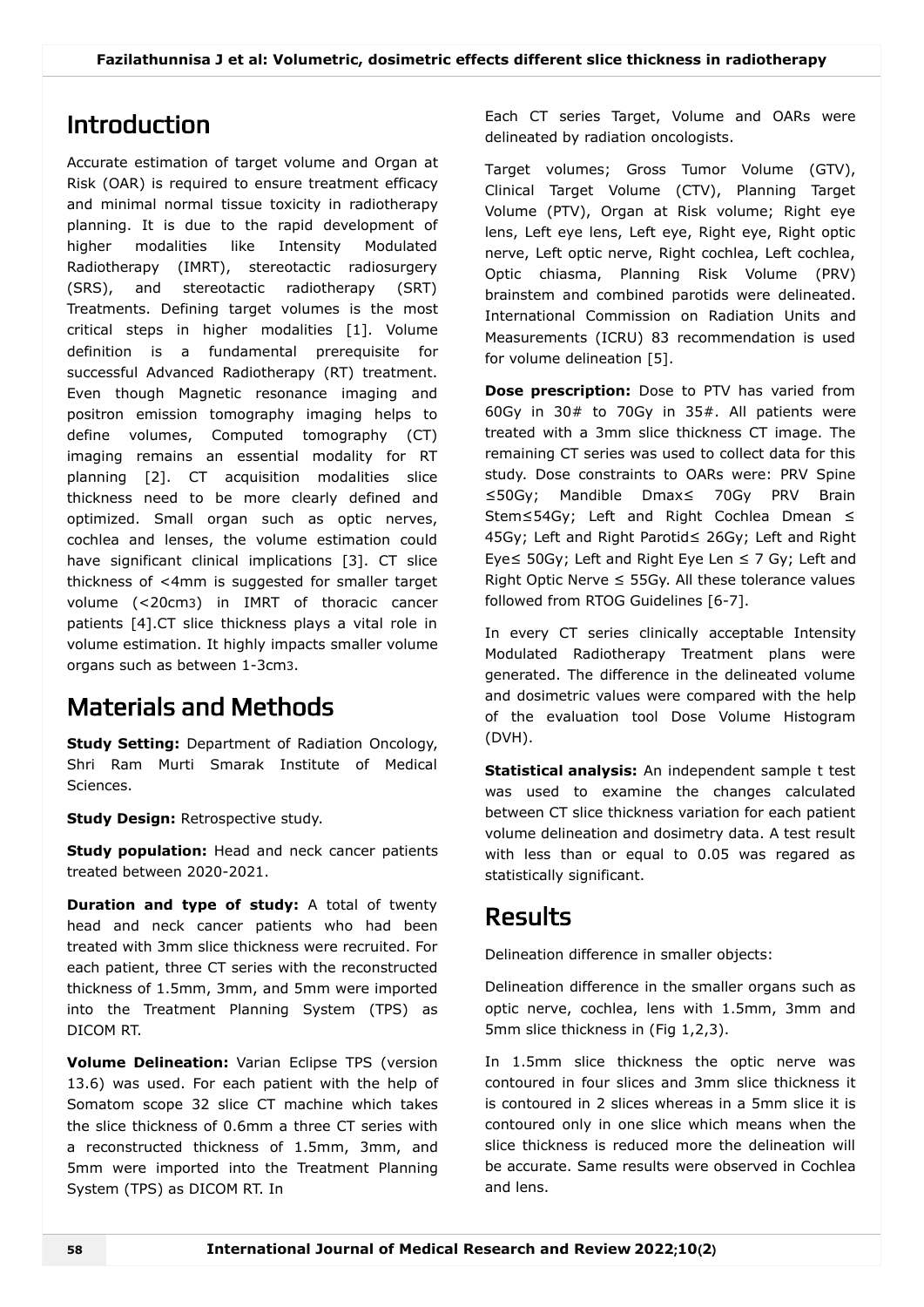## Introduction

Accurate estimation of target volume and Organ at Risk (OAR) is required to ensure treatment efficacy and minimal normal tissue toxicity in radiotherapy planning. It is due to the rapid development of higher modalities like Intensity Modulated Radiotherapy (IMRT), stereotactic radiosurgery (SRS), and stereotactic radiotherapy (SRT) Treatments. Defining target volumes is the most critical steps in higher modalities [1]. Volume definition is a fundamental prerequisite for successful Advanced Radiotherapy (RT) treatment. Even though Magnetic resonance imaging and positron emission tomography imaging helps to define volumes, Computed tomography (CT) imaging remains an essential modality for RT planning [2]. CT acquisition modalities slice thickness need to be more clearly defined and optimized. Small organ such as optic nerves, cochlea and lenses, the volume estimation could have significant clinical implications [3]. CT slice thickness of <4mm is suggested for smaller target volume (<20cm3) in IMRT of thoracic cancer patients [4].CT slice thickness plays a vital role in volume estimation. It highly impacts smaller volume organs such as between 1-3cm3.

## Materials and Methods

**Study Setting:** Department of Radiation Oncology, Shri Ram Murti Smarak Institute of Medical Sciences.

**Study Design:** Retrospective study.

**Study population:** Head and neck cancer patients treated between 2020-2021.

**Duration and type of study:** A total of twenty head and neck cancer patients who had been treated with 3mm slice thickness were recruited. For each patient, three CT series with the reconstructed thickness of 1.5mm, 3mm, and 5mm were imported into the Treatment Planning System (TPS) as DICOM RT.

**Volume Delineation:** Varian Eclipse TPS (version 13.6) was used. For each patient with the help of Somatom scope 32 slice CT machine which takes the slice thickness of 0.6mm a three CT series with a reconstructed thickness of 1.5mm, 3mm, and 5mm were imported into the Treatment Planning System (TPS) as DICOM RT. In Each CT series Target, Volume and OARs were delineated by radiation oncologists.

Target volumes; Gross Tumor Volume (GTV), Clinical Target Volume (CTV), Planning Target Volume (PTV), Organ at Risk volume; Right eye lens, Left eye lens, Left eye, Right eye, Right optic nerve, Left optic nerve, Right cochlea, Left cochlea, Optic chiasma, Planning Risk Volume (PRV) brainstem and combined parotids were delineated. International Commission on Radiation Units and Measurements (ICRU) 83 recommendation is used for volume delineation [5].

**Dose prescription:** Dose to PTV has varied from 60Gy in 30# to 70Gy in 35#. All patients were treated with a 3mm slice thickness CT image. The remaining CT series was used to collect data for this study. Dose constraints to OARs were: PRV Spine ≤50Gy; Mandible Dmax≤ 70Gy PRV Brain Stem≤54Gy; Left and Right Cochlea Dmean ≤ 45Gy; Left and Right Parotid≤ 26Gy; Left and Right Eye≤ 50Gy; Left and Right Eye Len ≤ 7 Gy; Left and Right Optic Nerve ≤ 55Gy. All these tolerance values followed from RTOG Guidelines [6-7].

In every CT series clinically acceptable Intensity Modulated Radiotherapy Treatment plans were generated. The difference in the delineated volume and dosimetric values were compared with the help of the evaluation tool Dose Volume Histogram (DVH).

**Statistical analysis:** An independent sample t test was used to examine the changes calculated between CT slice thickness variation for each patient volume delineation and dosimetry data. A test result with less than or equal to 0.05 was regared as statistically significant.

## Results

Delineation difference in smaller objects:

Delineation difference in the smaller organs such as optic nerve, cochlea, lens with 1.5mm, 3mm and 5mm slice thickness in (Fig 1,2,3).

In 1.5mm slice thickness the optic nerve was contoured in four slices and 3mm slice thickness it is contoured in 2 slices whereas in a 5mm slice it is contoured only in one slice which means when the slice thickness is reduced more the delineation will be accurate. Same results were observed in Cochlea and lens.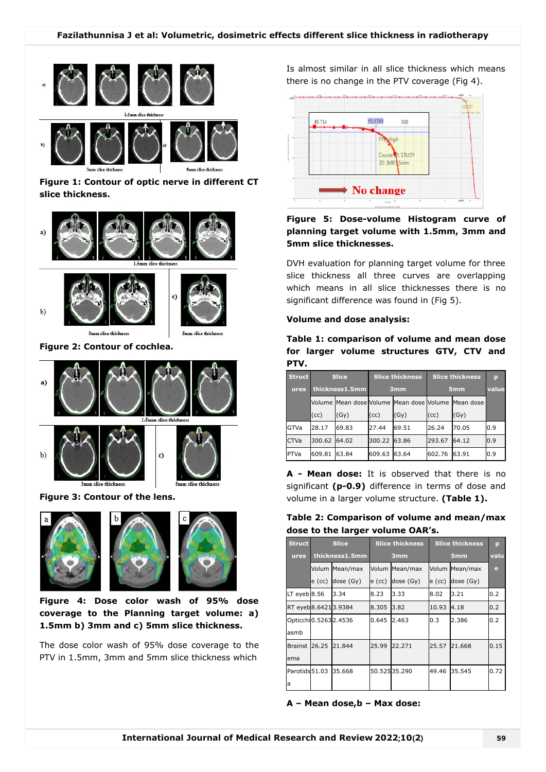**Figure 1: Contour of optic nerve in different CT slice thickness.**

**Figure 2: Contour of cochlea.**

**Figure 3: Contour of the lens.**

**Figure 4: Dose color wash of 95% dose coverage to the Planning target volume: a) 1.5mm b) 3mm and c) 5mm slice thickness.**

The dose color wash of 95% dose coverage to the PTV in 1.5mm, 3mm and 5mm slice thickness which Is almost similar in all slice thickness which means there is no change in the PTV coverage (Fig 4).

**Figure 5: Dose-volume Histogram curve of planning target volume with 1.5mm, 3mm and 5mm slice thicknesses.**

DVH evaluation for planning target volume for three slice thickness all three curves are overlapping which means in all slice thicknesses there is no significant difference was found in (Fig 5).

**Volume and dose analysis:**

**Table 1: comparison of volume and mean dose for larger volume structures GTV, CTV and PTV.**

| Structures | Slice thickness1.5mm | | Slice thickness 3mm | | Slice thickness 5mm | | p value |
|---|---|---|---|---|---|---|---|
| | Volume (cc) | Mean dose (Gy) | Volume (cc) | Mean dose (Gy) | Volume (cc) | Mean dose (Gy) | |
| GTVa | 28.17 | 69.83 | 27.44 | 69.51 | 26.24 | 70.05 | 0.9 |
| CTVa | 300.62 | 64.02 | 300.22 | 63.86 | 293.67 | 64.12 | 0.9 |
| PTVa | 609.81 | 63.84 | 609.63 | 63.64 | 602.76 | 63.91 | 0.9 |

**A - Mean dose:** It is observed that there is no significant **(p-0.9)** difference in terms of dose and volume in a larger volume structure. **(Table 1).**

**Table 2: Comparison of volume and mean/max dose to the larger volume OAR's.**

| Structures | Slice thickness1.5mm | | Slice thickness 3mm | | Slice thickness 5mm | | p value |
|---|---|---|---|---|---|---|---|
| | Volume (cc) | Mean/max dose (Gy) | Volume (cc) | Mean/max dose (Gy) | Volume (cc) | Mean/max dose (Gy) | |
| LT eyeb | 8.56 | 3.34 | 8.23 | 3.33 | 8.02 | 3.21 | 0.2 |
| RT eyeb | 8.6421 | 3.9384 | 8.305 | 3.82 | 10.93 | 4.18 | 0.2 |
| Opticchiasmb | 0.5263 | 2.4536 | 0.645 | 2.463 | 0.3 | 2.386 | 0.2 |
| Brainstema | 26.25 | 21.844 | 25.99 | 22.271 | 25.57 | 21.668 | 0.15 |
| Parotidsa | 51.03 | 35.668 | 50.525 | 35.290 | 49.46 | 35.545 | 0.72 |

**A – Mean dose,b – Max dose:**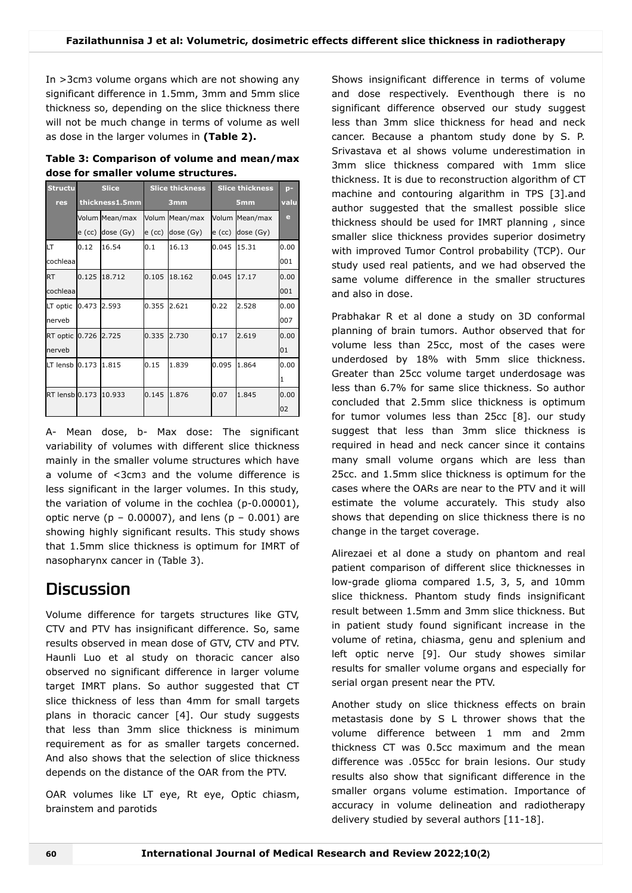In >3cm3 volume organs which are not showing any significant difference in 1.5mm, 3mm and 5mm slice thickness so, depending on the slice thickness there will not be much change in terms of volume as well as dose in the larger volumes in **(Table 2).**

**Table 3: Comparison of volume and mean/max dose for smaller volume structures.**

| Structures | Slice thickness1.5mm | | Slice thickness 3mm | | Slice thickness 5mm | | p-value |
|---|---|---|---|---|---|---|---|
| | Volume (cc) | Mean/max dose (Gy) | Volume (cc) | Mean/max dose (Gy) | Volume (cc) | Mean/max dose (Gy) | |
| LT cochleaa | 0.12 | 16.54 | 0.1 | 16.13 | 0.045 | 15.31 | 0.00001 |
| RT cochleaa | 0.125 | 18.712 | 0.105 | 18.162 | 0.045 | 17.17 | 0.00001 |
| LT optic nerveb | 0.473 | 2.593 | 0.355 | 2.621 | 0.22 | 2.528 | 0.00007 |
| RT optic nerveb | 0.726 | 2.725 | 0.335 | 2.730 | 0.17 | 2.619 | 0.0001 |
| LT lensb | 0.173 | 1.815 | 0.15 | 1.839 | 0.095 | 1.864 | 0.001 |
| RT lensb | 0.173 | 10.933 | 0.145 | 1.876 | 0.07 | 1.845 | 0.002 |

A- Mean dose, b- Max dose: The significant variability of volumes with different slice thickness mainly in the smaller volume structures which have a volume of <3cm3 and the volume difference is less significant in the larger volumes. In this study, the variation of volume in the cochlea (p-0.00001), optic nerve (p – 0.00007), and lens (p – 0.001) are showing highly significant results. This study shows that 1.5mm slice thickness is optimum for IMRT of nasopharynx cancer in (Table 3).

# Discussion

Volume difference for targets structures like GTV, CTV and PTV has insignificant difference. So, same results observed in mean dose of GTV, CTV and PTV. Haunli Luo et al study on thoracic cancer also observed no significant difference in larger volume target IMRT plans. So author suggested that CT slice thickness of less than 4mm for small targets plans in thoracic cancer [4]. Our study suggests that less than 3mm slice thickness is minimum requirement as for as smaller targets concerned. And also shows that the selection of slice thickness depends on the distance of the OAR from the PTV.

OAR volumes like LT eye, Rt eye, Optic chiasm, brainstem and parotids Shows insignificant difference in terms of volume and dose respectively. Eventhough there is no significant difference observed our study suggest less than 3mm slice thickness for head and neck cancer. Because a phantom study done by S. P. Srivastava et al shows volume underestimation in 3mm slice thickness compared with 1mm slice thickness. It is due to reconstruction algorithm of CT machine and contouring algarithm in TPS [3].and author suggested that the smallest possible slice thickness should be used for IMRT planning , since smaller slice thickness provides superior dosimetry with improved Tumor Control probability (TCP). Our study used real patients, and we had observed the same volume difference in the smaller structures and also in dose.

Prabhakar R et al done a study on 3D conformal planning of brain tumors. Author observed that for volume less than 25cc, most of the cases were underdosed by 18% with 5mm slice thickness. Greater than 25cc volume target underdosage was less than 6.7% for same slice thickness. So author concluded that 2.5mm slice thickness is optimum for tumor volumes less than 25cc [8]. our study suggest that less than 3mm slice thickness is required in head and neck cancer since it contains many small volume organs which are less than 25cc. and 1.5mm slice thickness is optimum for the cases where the OARs are near to the PTV and it will estimate the volume accurately. This study also shows that depending on slice thickness there is no change in the target coverage.

Alirezaei et al done a study on phantom and real patient comparison of different slice thicknesses in low-grade glioma compared 1.5, 3, 5, and 10mm slice thickness. Phantom study finds insignificant result between 1.5mm and 3mm slice thickness. But in patient study found significant increase in the volume of retina, chiasma, genu and splenium and left optic nerve [9]. Our study showes similar results for smaller volume organs and especially for serial organ present near the PTV.

Another study on slice thickness effects on brain metastasis done by S L thrower shows that the volume difference between 1 mm and 2mm thickness CT was 0.5cc maximum and the mean difference was .055cc for brain lesions. Our study results also show that significant difference in the smaller organs volume estimation. Importance of accuracy in volume delineation and radiotherapy delivery studied by several authors [11-18].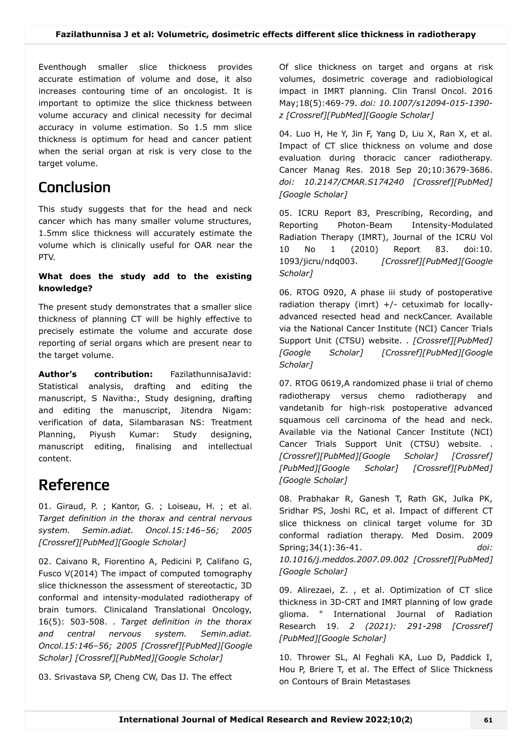Eventhough smaller slice thickness provides accurate estimation of volume and dose, it also increases contouring time of an oncologist. It is important to optimize the slice thickness between volume accuracy and clinical necessity for decimal accuracy in volume estimation. So 1.5 mm slice thickness is optimum for head and cancer patient when the serial organ at risk is very close to the target volume.

# Conclusion

This study suggests that for the head and neck cancer which has many smaller volume structures, 1.5mm slice thickness will accurately estimate the volume which is clinically useful for OAR near the PTV.

**What does the study add to the existing knowledge?**

The present study demonstrates that a smaller slice thickness of planning CT will be highly effective to precisely estimate the volume and accurate dose reporting of serial organs which are present near to the target volume.

**Author's contribution:** FazilathunnisaJavid: Statistical analysis, drafting and editing the manuscript, S Navitha:, Study designing, drafting and editing the manuscript, Jitendra Nigam: verification of data, Silambarasan NS: Treatment Planning, Piyush Kumar: Study designing, manuscript editing, finalising and intellectual content.

# Reference

01. Giraud, P. ; Kantor, G. ; Loiseau, H. ; et al. *Target definition in the thorax and central nervous system. Semin.adiat. Oncol.15:146–56; 2005 [Crossref][PubMed][Google Scholar]*

02. Caivano R, Fiorentino A, Pedicini P, Califano G, Fusco V(2014) The impact of computed tomography slice thicknesson the assessment of stereotactic, 3D conformal and intensity-modulated radiotherapy of brain tumors. Clinicaland Translational Oncology, 16(5): 503-508. . *Target definition in the thorax and central nervous system. Semin.adiat. Oncol.15:146–56; 2005 [Crossref][PubMed][Google Scholar] [Crossref][PubMed][Google Scholar]*

03. Srivastava SP, Cheng CW, Das IJ. The effect Of slice thickness on target and organs at risk volumes, dosimetric coverage and radiobiological impact in IMRT planning. Clin Transl Oncol. 2016 May;18(5):469-79. *doi: 10.1007/s12094-015-1390-z [Crossref][PubMed][Google Scholar]*

04. Luo H, He Y, Jin F, Yang D, Liu X, Ran X, et al. Impact of CT slice thickness on volume and dose evaluation during thoracic cancer radiotherapy. Cancer Manag Res. 2018 Sep 20;10:3679-3686. *doi: 10.2147/CMAR.S174240 [Crossref][PubMed][Google Scholar]*

05. ICRU Report 83, Prescribing, Recording, and Reporting Photon-Beam Intensity-Modulated Radiation Therapy (IMRT), Journal of the ICRU Vol 10 No 1 (2010) Report 83. doi:10. 1093/jicru/ndq003. *[Crossref][PubMed][Google Scholar]*

06. RTOG 0920, A phase iii study of postoperative radiation therapy (imrt) +/- cetuximab for locally-advanced resected head and neckCancer. Available via the National Cancer Institute (NCI) Cancer Trials Support Unit (CTSU) website. . *[Crossref][PubMed][Google Scholar] [Crossref][PubMed][Google Scholar]*

07. RTOG 0619,A randomized phase ii trial of chemo radiotherapy versus chemo radiotherapy and vandetanib for high-risk postoperative advanced squamous cell carcinoma of the head and neck. Available via the National Cancer Institute (NCI) Cancer Trials Support Unit (CTSU) website. . *[Crossref][PubMed][Google Scholar] [Crossref][PubMed][Google Scholar] [Crossref][PubMed][Google Scholar]*

08. Prabhakar R, Ganesh T, Rath GK, Julka PK, Sridhar PS, Joshi RC, et al. Impact of different CT slice thickness on clinical target volume for 3D conformal radiation therapy. Med Dosim. 2009 Spring;34(1):36-41. *doi: 10.1016/j.meddos.2007.09.002 [Crossref][PubMed][Google Scholar]*

09. Alirezaei, Z. , et al. Optimization of CT slice thickness in 3D-CRT and IMRT planning of low grade glioma. " International Journal of Radiation Research 19. *2 (2021): 291-298 [Crossref][PubMed][Google Scholar]*

10. Thrower SL, Al Feghali KA, Luo D, Paddick I, Hou P, Briere T, et al. The Effect of Slice Thickness on Contours of Brain Metastases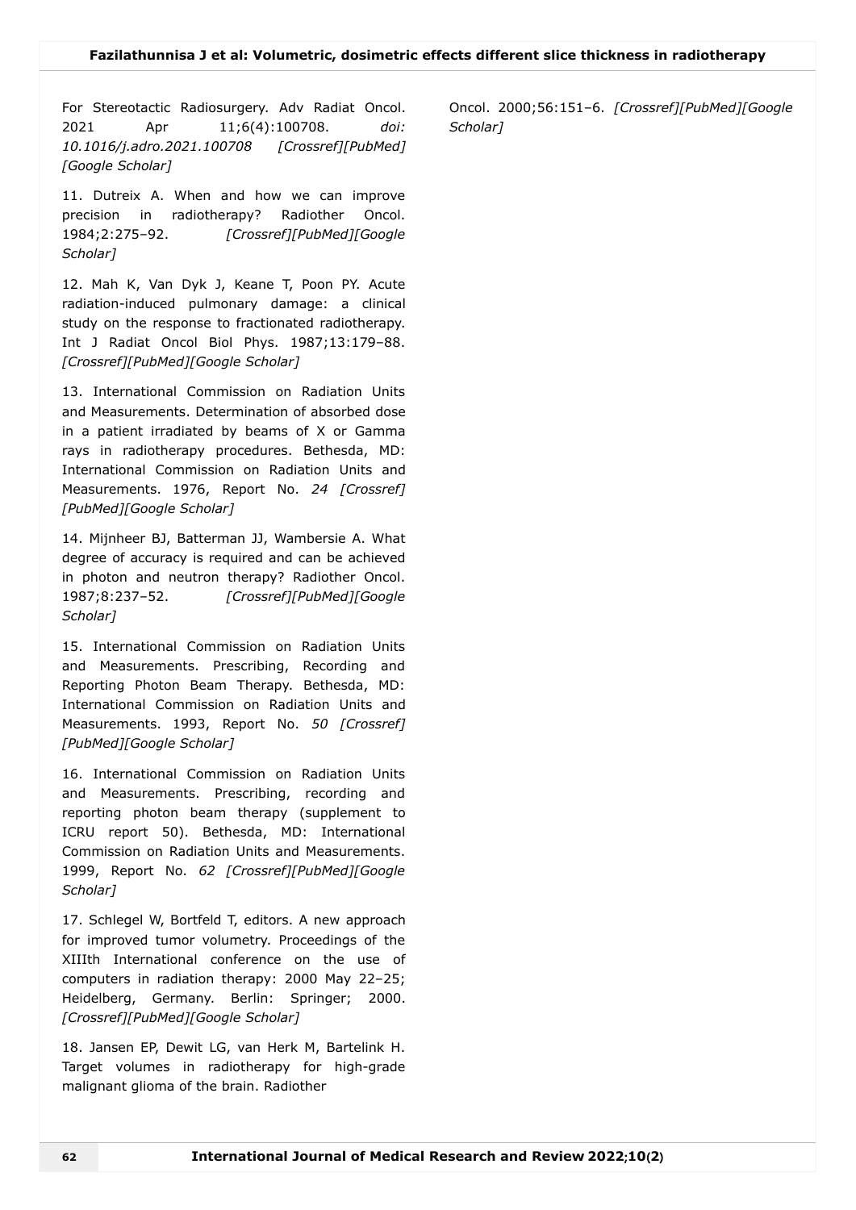For Stereotactic Radiosurgery. Adv Radiat Oncol. 2021 Apr 11;6(4):100708. *doi: 10.1016/j.adro.2021.100708 [Crossref][PubMed] [Google Scholar]*

11. Dutreix A. When and how we can improve precision in radiotherapy? Radiother Oncol. 1984;2:275–92. *[Crossref][PubMed][Google Scholar]*

12. Mah K, Van Dyk J, Keane T, Poon PY. Acute radiation-induced pulmonary damage: a clinical study on the response to fractionated radiotherapy. Int J Radiat Oncol Biol Phys. 1987;13:179–88. *[Crossref][PubMed][Google Scholar]*

13. International Commission on Radiation Units and Measurements. Determination of absorbed dose in a patient irradiated by beams of X or Gamma rays in radiotherapy procedures. Bethesda, MD: International Commission on Radiation Units and Measurements. 1976, Report No. *24 [Crossref] [PubMed][Google Scholar]*

14. Mijnheer BJ, Batterman JJ, Wambersie A. What degree of accuracy is required and can be achieved in photon and neutron therapy? Radiother Oncol. 1987;8:237–52. *[Crossref][PubMed][Google Scholar]*

15. International Commission on Radiation Units and Measurements. Prescribing, Recording and Reporting Photon Beam Therapy. Bethesda, MD: International Commission on Radiation Units and Measurements. 1993, Report No. *50 [Crossref] [PubMed][Google Scholar]*

16. International Commission on Radiation Units and Measurements. Prescribing, recording and reporting photon beam therapy (supplement to ICRU report 50). Bethesda, MD: International Commission on Radiation Units and Measurements. 1999, Report No. *62 [Crossref][PubMed][Google Scholar]*

17. Schlegel W, Bortfeld T, editors. A new approach for improved tumor volumetry. Proceedings of the XIIIth International conference on the use of computers in radiation therapy: 2000 May 22–25; Heidelberg, Germany. Berlin: Springer; 2000. *[Crossref][PubMed][Google Scholar]*

18. Jansen EP, Dewit LG, van Herk M, Bartelink H. Target volumes in radiotherapy for high-grade malignant glioma of the brain. Radiother Oncol. 2000;56:151–6. *[Crossref][PubMed][Google Scholar]*